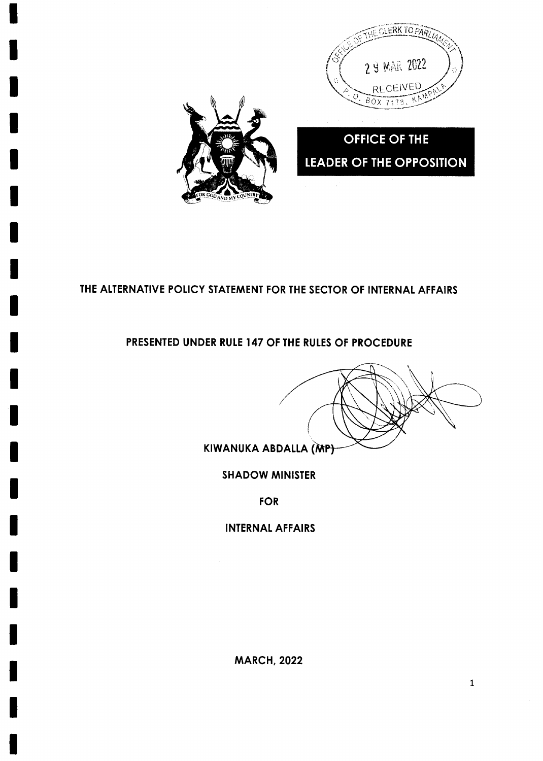OFFICE OF THE CLERK TO PARLIAMENT
29 MAR 2022
RECEIVED
P. O. BOX 7178, KAMPALA

FOR GOD AND MY COUNTRY

**OFFICE OF THE LEADER OF THE OPPOSITION**

# THE ALTERNATIVE POLICY STATEMENT FOR THE SECTOR OF INTERNAL AFFAIRS

## PRESENTED UNDER RULE 147 OF THE RULES OF PROCEDURE

**KIWANUKA ABDALLA (MP)**

**SHADOW MINISTER**

**FOR**

**INTERNAL AFFAIRS**

**MARCH, 2022**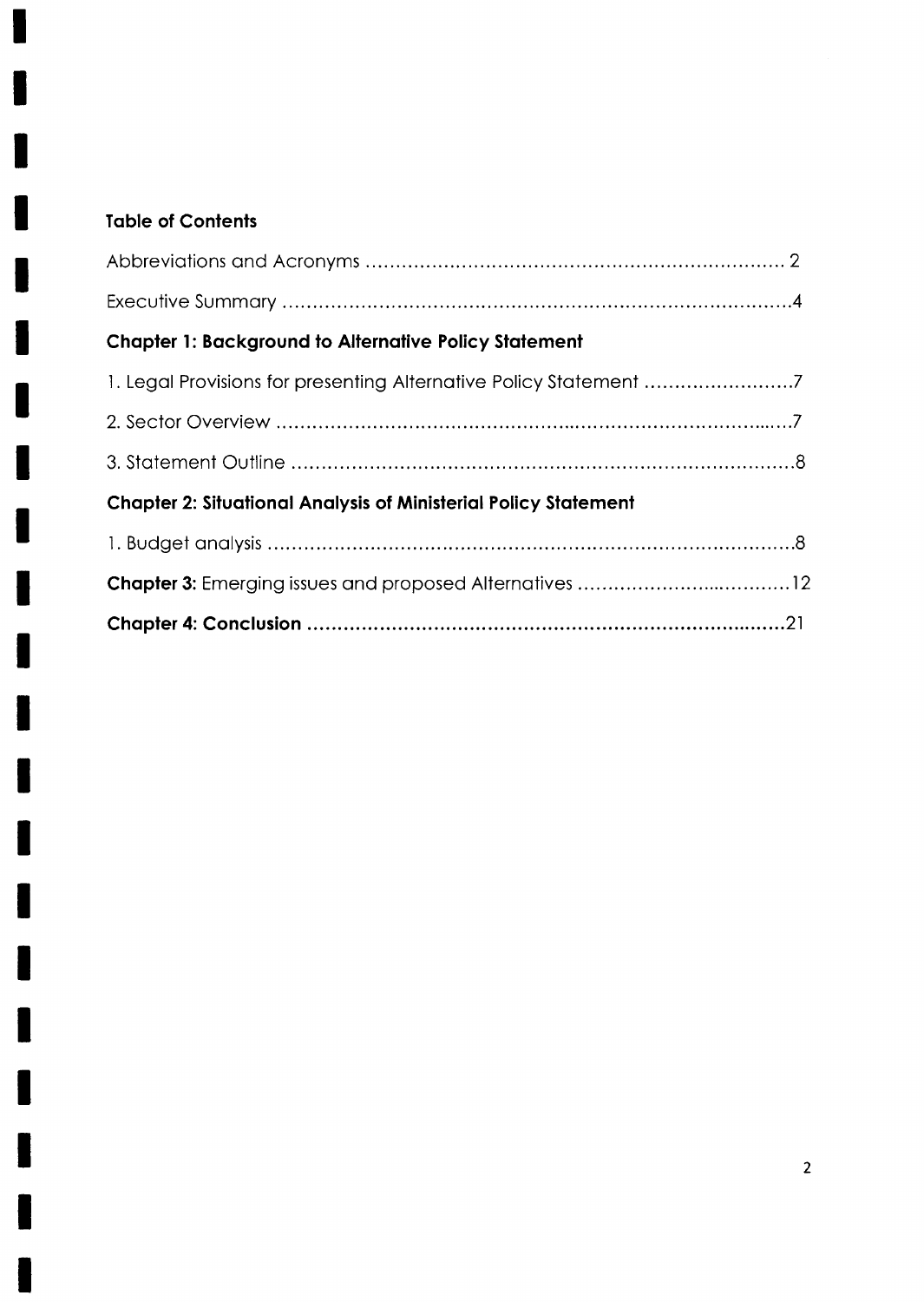## Table of Contents

Abbreviations and Acronyms ........................................................................ 2

Executive Summary .......................................................................................4

**Chapter 1: Background to Alternative Policy Statement**

1. Legal Provisions for presenting Alternative Policy Statement .........................7

2. Sector Overview .........................................................................................7

3. Statement Outline .......................................................................................8

**Chapter 2: Situational Analysis of Ministerial Policy Statement**

1. Budget analysis ...........................................................................................8

**Chapter 3:** Emerging issues and proposed Alternatives ..................................12

**Chapter 4: Conclusion** ................................................................................21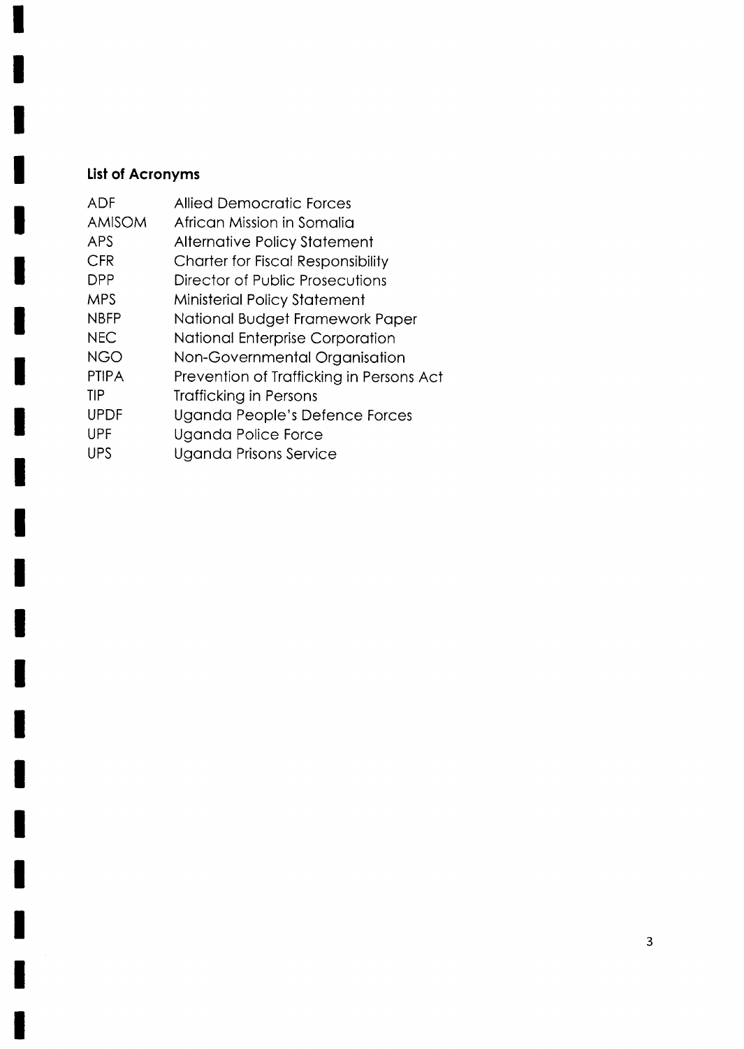## List of Acronyms

| | |
|---|---|
| ADF | Allied Democratic Forces |
| AMISOM | African Mission in Somalia |
| APS | Alternative Policy Statement |
| CFR | Charter for Fiscal Responsibility |
| DPP | Director of Public Prosecutions |
| MPS | Ministerial Policy Statement |
| NBFP | National Budget Framework Paper |
| NEC | National Enterprise Corporation |
| NGO | Non-Governmental Organisation |
| PTIPA | Prevention of Trafficking in Persons Act |
| TIP | Trafficking in Persons |
| UPDF | Uganda People's Defence Forces |
| UPF | Uganda Police Force |
| UPS | Uganda Prisons Service |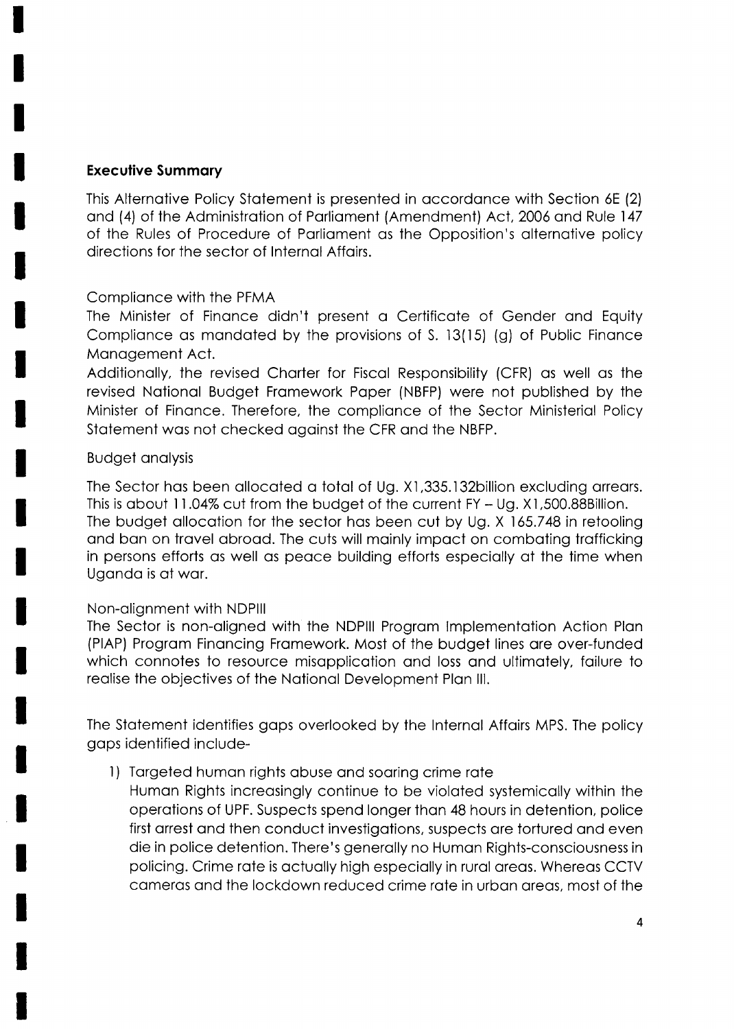**Executive Summary**

This Alternative Policy Statement is presented in accordance with Section 6E (2) and (4) of the Administration of Parliament (Amendment) Act, 2006 and Rule 147 of the Rules of Procedure of Parliament as the Opposition's alternative policy directions for the sector of Internal Affairs.

Compliance with the PFMA

The Minister of Finance didn't present a Certificate of Gender and Equity Compliance as mandated by the provisions of S. 13(15) (g) of Public Finance Management Act.

Additionally, the revised Charter for Fiscal Responsibility (CFR) as well as the revised National Budget Framework Paper (NBFP) were not published by the Minister of Finance. Therefore, the compliance of the Sector Ministerial Policy Statement was not checked against the CFR and the NBFP.

Budget analysis

The Sector has been allocated a total of Ug. X1,335.132billion excluding arrears. This is about 11.04% cut from the budget of the current FY – Ug. X1,500.88Billion. The budget allocation for the sector has been cut by Ug. X 165.748 in retooling and ban on travel abroad. The cuts will mainly impact on combating trafficking in persons efforts as well as peace building efforts especially at the time when Uganda is at war.

Non-alignment with NDPIII

The Sector is non-aligned with the NDPIII Program Implementation Action Plan (PIAP) Program Financing Framework. Most of the budget lines are over-funded which connotes to resource misapplication and loss and ultimately, failure to realise the objectives of the National Development Plan III.

The Statement identifies gaps overlooked by the Internal Affairs MPS. The policy gaps identified include-

1) Targeted human rights abuse and soaring crime rate
   Human Rights increasingly continue to be violated systemically within the operations of UPF. Suspects spend longer than 48 hours in detention, police first arrest and then conduct investigations, suspects are tortured and even die in police detention. There's generally no Human Rights-consciousness in policing. Crime rate is actually high especially in rural areas. Whereas CCTV cameras and the lockdown reduced crime rate in urban areas, most of the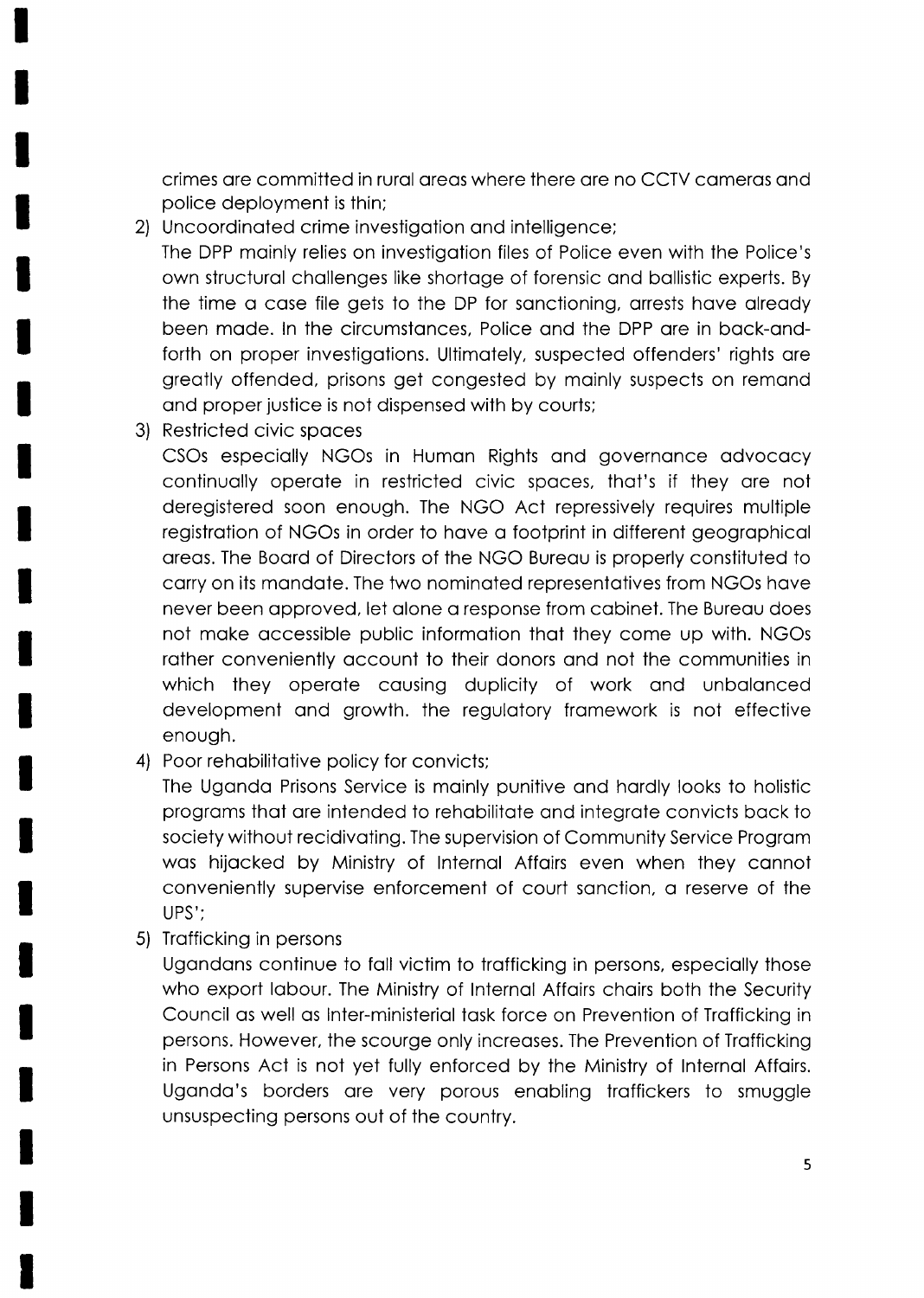crimes are committed in rural areas where there are no CCTV cameras and police deployment is thin;

2) Uncoordinated crime investigation and intelligence;

   The DPP mainly relies on investigation files of Police even with the Police's own structural challenges like shortage of forensic and ballistic experts. By the time a case file gets to the DP for sanctioning, arrests have already been made. In the circumstances, Police and the DPP are in back-and-forth on proper investigations. Ultimately, suspected offenders' rights are greatly offended, prisons get congested by mainly suspects on remand and proper justice is not dispensed with by courts;

3) Restricted civic spaces

   CSOs especially NGOs in Human Rights and governance advocacy continually operate in restricted civic spaces, that's if they are not deregistered soon enough. The NGO Act repressively requires multiple registration of NGOs in order to have a footprint in different geographical areas. The Board of Directors of the NGO Bureau is properly constituted to carry on its mandate. The two nominated representatives from NGOs have never been approved, let alone a response from cabinet. The Bureau does not make accessible public information that they come up with. NGOs rather conveniently account to their donors and not the communities in which they operate causing duplicity of work and unbalanced development and growth. the regulatory framework is not effective enough.

4) Poor rehabilitative policy for convicts;

   The Uganda Prisons Service is mainly punitive and hardly looks to holistic programs that are intended to rehabilitate and integrate convicts back to society without recidivating. The supervision of Community Service Program was hijacked by Ministry of Internal Affairs even when they cannot conveniently supervise enforcement of court sanction, a reserve of the UPS';

5) Trafficking in persons

   Ugandans continue to fall victim to trafficking in persons, especially those who export labour. The Ministry of Internal Affairs chairs both the Security Council as well as Inter-ministerial task force on Prevention of Trafficking in persons. However, the scourge only increases. The Prevention of Trafficking in Persons Act is not yet fully enforced by the Ministry of Internal Affairs. Uganda's borders are very porous enabling traffickers to smuggle unsuspecting persons out of the country.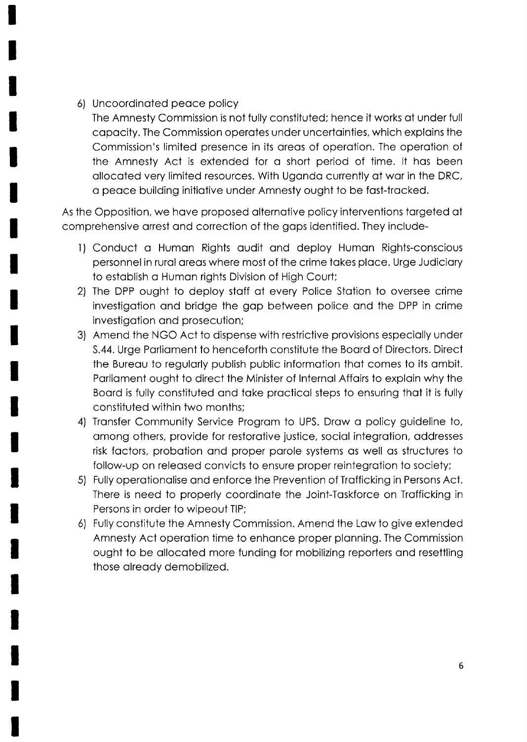6) Uncoordinated peace policy

   The Amnesty Commission is not fully constituted; hence it works at under full capacity. The Commission operates under uncertainties, which explains the Commission's limited presence in its areas of operation. The operation of the Amnesty Act is extended for a short period of time. It has been allocated very limited resources. With Uganda currently at war in the DRC, a peace building initiative under Amnesty ought to be fast-tracked.

As the Opposition, we have proposed alternative policy interventions targeted at comprehensive arrest and correction of the gaps identified. They include-

1) Conduct a Human Rights audit and deploy Human Rights-conscious personnel in rural areas where most of the crime takes place. Urge Judiciary to establish a Human rights Division of High Court;
2) The DPP ought to deploy staff at every Police Station to oversee crime investigation and bridge the gap between police and the DPP in crime investigation and prosecution;
3) Amend the NGO Act to dispense with restrictive provisions especially under S.44. Urge Parliament to henceforth constitute the Board of Directors. Direct the Bureau to regularly publish public information that comes to its ambit. Parliament ought to direct the Minister of Internal Affairs to explain why the Board is fully constituted and take practical steps to ensuring that it is fully constituted within two months;
4) Transfer Community Service Program to UPS. Draw a policy guideline to, among others, provide for restorative justice, social integration, addresses risk factors, probation and proper parole systems as well as structures to follow-up on released convicts to ensure proper reintegration to society;
5) Fully operationalise and enforce the Prevention of Trafficking in Persons Act. There is need to properly coordinate the Joint-Taskforce on Trafficking in Persons in order to wipeout TIP;
6) Fully constitute the Amnesty Commission. Amend the Law to give extended Amnesty Act operation time to enhance proper planning. The Commission ought to be allocated more funding for mobilizing reporters and resettling those already demobilized.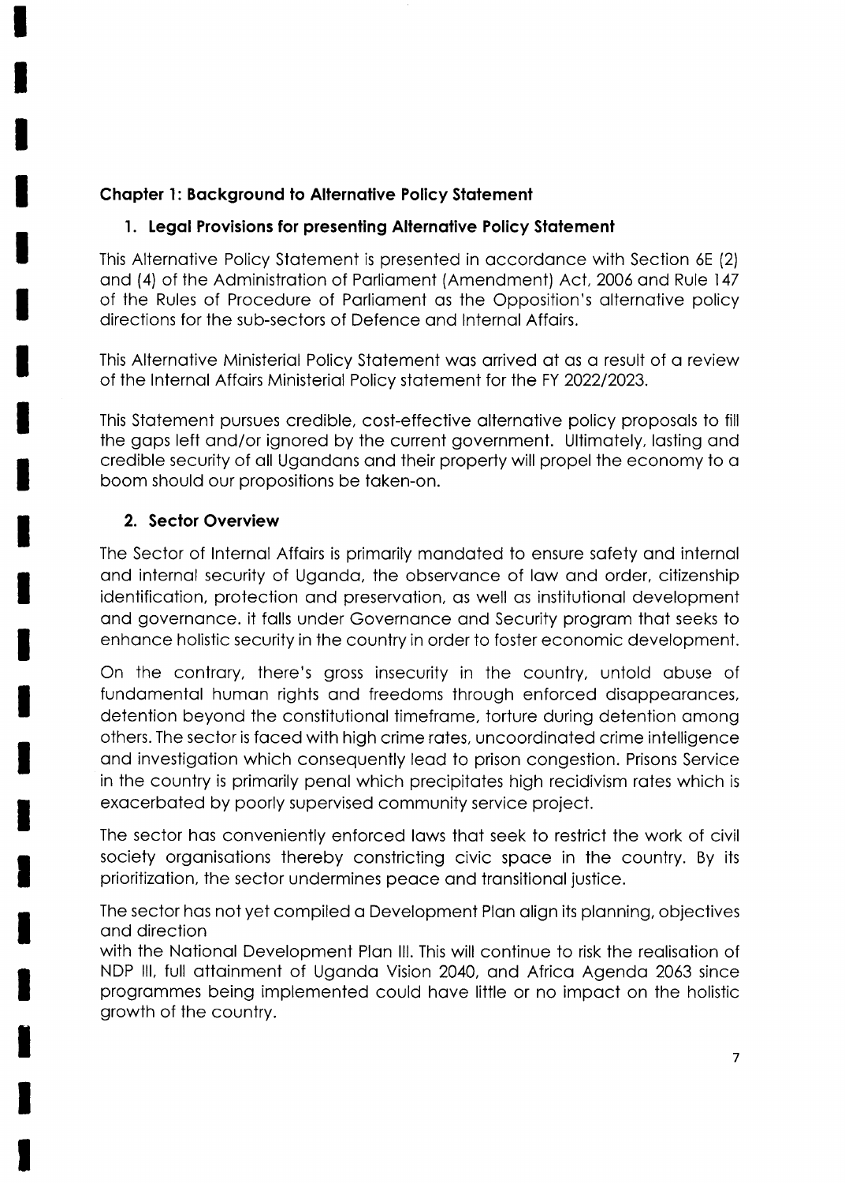## Chapter 1: Background to Alternative Policy Statement

### 1. Legal Provisions for presenting Alternative Policy Statement

This Alternative Policy Statement is presented in accordance with Section 6E (2) and (4) of the Administration of Parliament (Amendment) Act, 2006 and Rule 147 of the Rules of Procedure of Parliament as the Opposition's alternative policy directions for the sub-sectors of Defence and Internal Affairs.

This Alternative Ministerial Policy Statement was arrived at as a result of a review of the Internal Affairs Ministerial Policy statement for the FY 2022/2023.

This Statement pursues credible, cost-effective alternative policy proposals to fill the gaps left and/or ignored by the current government. Ultimately, lasting and credible security of all Ugandans and their property will propel the economy to a boom should our propositions be taken-on.

### 2. Sector Overview

The Sector of Internal Affairs is primarily mandated to ensure safety and internal and internal security of Uganda, the observance of law and order, citizenship identification, protection and preservation, as well as institutional development and governance. it falls under Governance and Security program that seeks to enhance holistic security in the country in order to foster economic development.

On the contrary, there's gross insecurity in the country, untold abuse of fundamental human rights and freedoms through enforced disappearances, detention beyond the constitutional timeframe, torture during detention among others. The sector is faced with high crime rates, uncoordinated crime intelligence and investigation which consequently lead to prison congestion. Prisons Service in the country is primarily penal which precipitates high recidivism rates which is exacerbated by poorly supervised community service project.

The sector has conveniently enforced laws that seek to restrict the work of civil society organisations thereby constricting civic space in the country. By its prioritization, the sector undermines peace and transitional justice.

The sector has not yet compiled a Development Plan align its planning, objectives and direction
with the National Development Plan III. This will continue to risk the realisation of NDP III, full attainment of Uganda Vision 2040, and Africa Agenda 2063 since programmes being implemented could have little or no impact on the holistic growth of the country.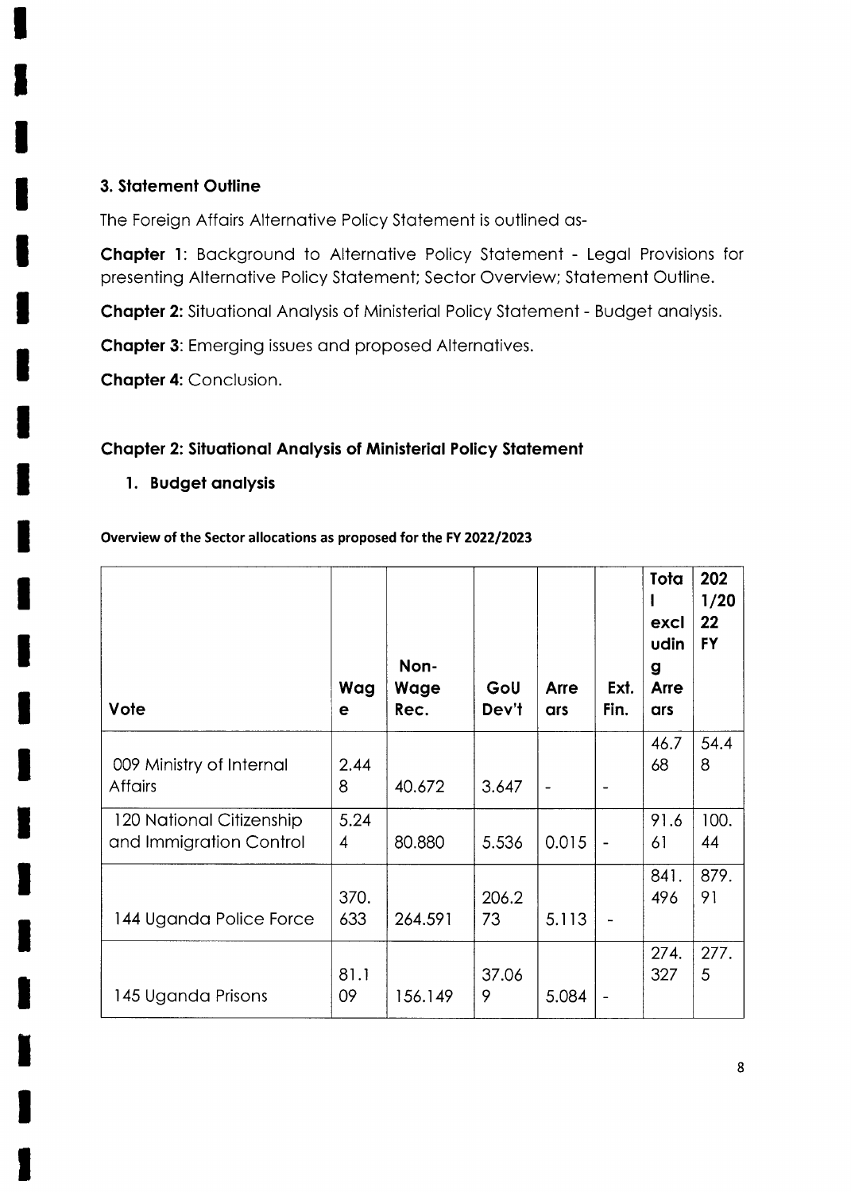## 3. Statement Outline

The Foreign Affairs Alternative Policy Statement is outlined as-

**Chapter 1**: Background to Alternative Policy Statement - Legal Provisions for presenting Alternative Policy Statement; Sector Overview; Statement Outline.

**Chapter 2:** Situational Analysis of Ministerial Policy Statement - Budget analysis.

**Chapter 3**: Emerging issues and proposed Alternatives.

**Chapter 4:** Conclusion.

## Chapter 2: Situational Analysis of Ministerial Policy Statement

### 1. Budget analysis

**Overview of the Sector allocations as proposed for the FY 2022/2023**

| Vote | Wage | Non-Wage Rec. | GoU Dev't | Arrears | Ext. Fin. | Total excluding Arrears | 2021/2022 FY |
|---|---|---|---|---|---|---|---|
| 009 Ministry of Internal Affairs | 2.448 | 40.672 | 3.647 | - | - | 46.768 | 54.48 |
| 120 National Citizenship and Immigration Control | 5.244 | 80.880 | 5.536 | 0.015 | - | 91.661 | 100.44 |
| 144 Uganda Police Force | 370.633 | 264.591 | 206.273 | 5.113 | - | 841.496 | 879.91 |
| 145 Uganda Prisons | 81.109 | 156.149 | 37.069 | 5.084 | - | 274.327 | 277.5 |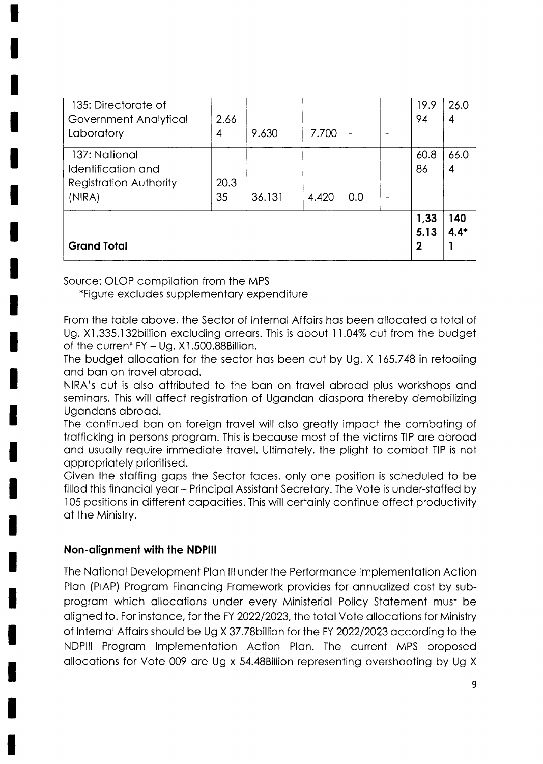| | | | | | | | |
|---|---|---|---|---|---|---|---|
| 135: Directorate of Government Analytical Laboratory | 2.664 | 9.630 | 7.700 | - | - | 19.994 | 26.04 |
| 137: National Identification and Registration Authority (NIRA) | 20.335 | 36.131 | 4.420 | 0.0 | - | 60.886 | 66.04 |
| **Grand Total** | | | | | | **1,335.132** | **1404.4*1** |

Source: OLOP compilation from the MPS
*Figure excludes supplementary expenditure

From the table above, the Sector of Internal Affairs has been allocated a total of Ug. X1,335.132billion excluding arrears. This is about 11.04% cut from the budget of the current FY – Ug. X1,500.88Billion.

The budget allocation for the sector has been cut by Ug. X 165.748 in retooling and ban on travel abroad.

NIRA's cut is also attributed to the ban on travel abroad plus workshops and seminars. This will affect registration of Ugandan diaspora thereby demobilizing Ugandans abroad.

The continued ban on foreign travel will also greatly impact the combating of trafficking in persons program. This is because most of the victims TIP are abroad and usually require immediate travel. Ultimately, the plight to combat TIP is not appropriately prioritised.

Given the staffing gaps the Sector faces, only one position is scheduled to be filled this financial year – Principal Assistant Secretary. The Vote is under-staffed by 105 positions in different capacities. This will certainly continue affect productivity at the Ministry.

**Non-alignment with the NDPIII**

The National Development Plan III under the Performance Implementation Action Plan (PIAP) Program Financing Framework provides for annualized cost by sub-program which allocations under every Ministerial Policy Statement must be aligned to. For instance, for the FY 2022/2023, the total Vote allocations for Ministry of Internal Affairs should be Ug X 37.78billion for the FY 2022/2023 according to the NDPIII Program Implementation Action Plan. The current MPS proposed allocations for Vote 009 are Ug x 54.48Billion representing overshooting by Ug X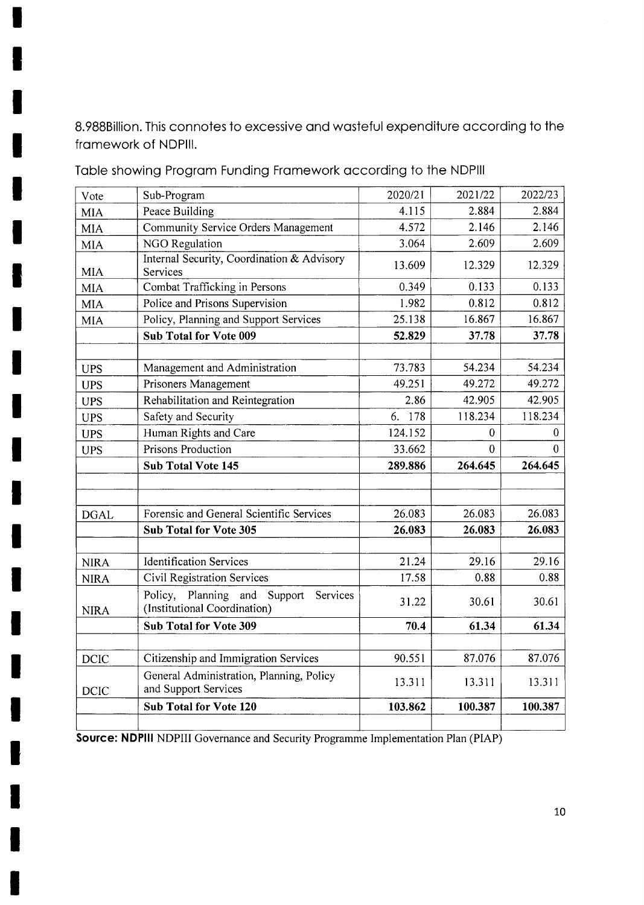8.988Billion. This connotes to excessive and wasteful expenditure according to the framework of NDPIII.

Table showing Program Funding Framework according to the NDPIII

| Vote | Sub-Program | 2020/21 | 2021/22 | 2022/23 |
|---|---|---|---|---|
| MIA | Peace Building | 4.115 | 2.884 | 2.884 |
| MIA | Community Service Orders Management | 4.572 | 2.146 | 2.146 |
| MIA | NGO Regulation | 3.064 | 2.609 | 2.609 |
| MIA | Internal Security, Coordination & Advisory Services | 13.609 | 12.329 | 12.329 |
| MIA | Combat Trafficking in Persons | 0.349 | 0.133 | 0.133 |
| MIA | Police and Prisons Supervision | 1.982 | 0.812 | 0.812 |
| MIA | Policy, Planning and Support Services | 25.138 | 16.867 | 16.867 |
| | **Sub Total for Vote 009** | **52.829** | **37.78** | **37.78** |
| | | | | |
| UPS | Management and Administration | 73.783 | 54.234 | 54.234 |
| UPS | Prisoners Management | 49.251 | 49.272 | 49.272 |
| UPS | Rehabilitation and Reintegration | 2.86 | 42.905 | 42.905 |
| UPS | Safety and Security | 6. 178 | 118.234 | 118.234 |
| UPS | Human Rights and Care | 124.152 | 0 | 0 |
| UPS | Prisons Production | 33.662 | 0 | 0 |
| | **Sub Total Vote 145** | **289.886** | **264.645** | **264.645** |
| | | | | |
| | | | | |
| DGAL | Forensic and General Scientific Services | 26.083 | 26.083 | 26.083 |
| | **Sub Total for Vote 305** | **26.083** | **26.083** | **26.083** |
| | | | | |
| NIRA | Identification Services | 21.24 | 29.16 | 29.16 |
| NIRA | Civil Registration Services | 17.58 | 0.88 | 0.88 |
| NIRA | Policy, Planning and Support Services (Institutional Coordination) | 31.22 | 30.61 | 30.61 |
| | **Sub Total for Vote 309** | **70.4** | **61.34** | **61.34** |
| | | | | |
| DCIC | Citizenship and Immigration Services | 90.551 | 87.076 | 87.076 |
| DCIC | General Administration, Planning, Policy and Support Services | 13.311 | 13.311 | 13.311 |
| | **Sub Total for Vote 120** | **103.862** | **100.387** | **100.387** |
| | | | | |

**Source: NDPIII** NDPIII Governance and Security Programme Implementation Plan (PIAP)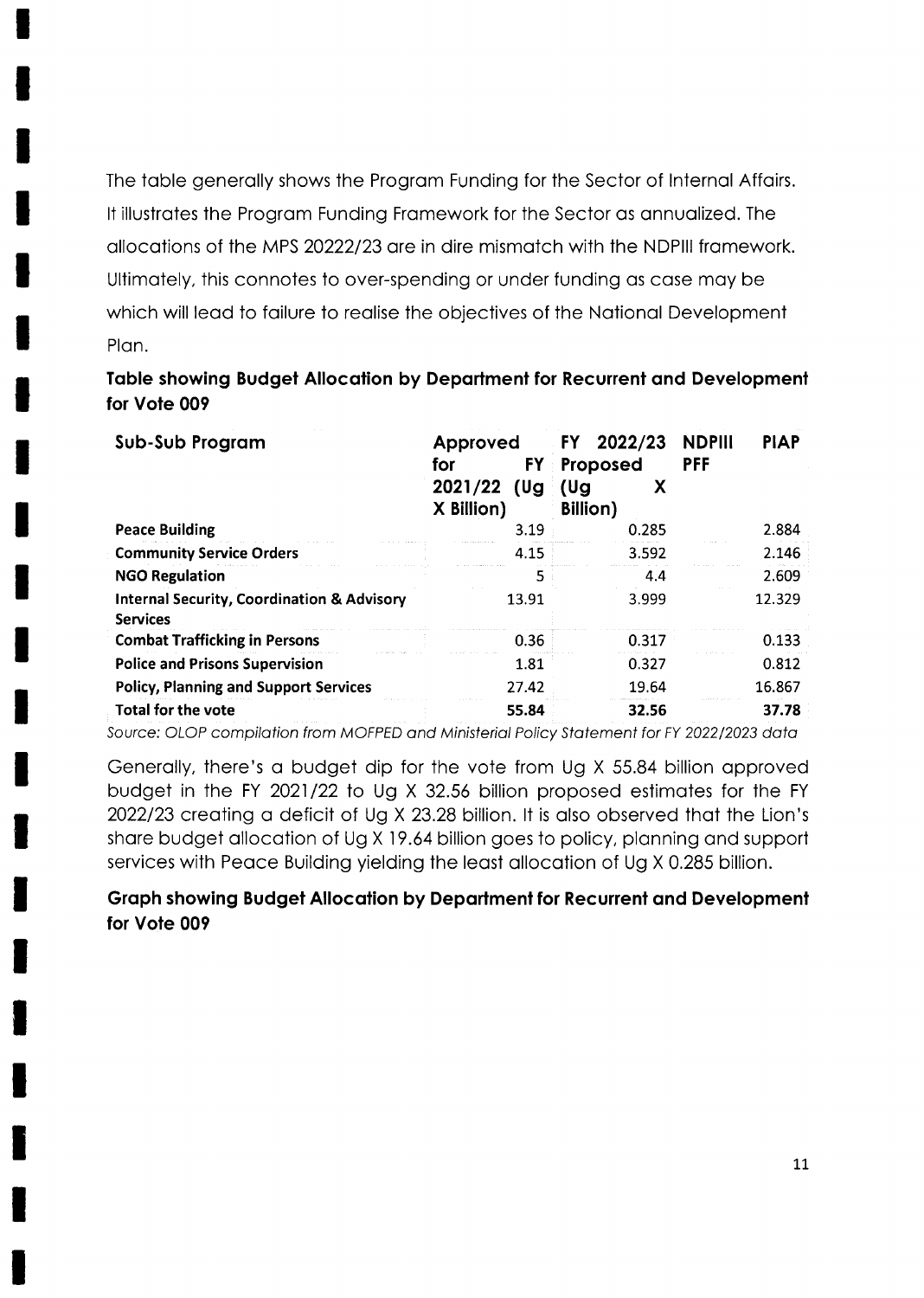The table generally shows the Program Funding for the Sector of Internal Affairs. It illustrates the Program Funding Framework for the Sector as annualized. The allocations of the MPS 20222/23 are in dire mismatch with the NDPIII framework. Ultimately, this connotes to over-spending or under funding as case may be which will lead to failure to realise the objectives of the National Development Plan.

**Table showing Budget Allocation by Department for Recurrent and Development for Vote 009**

| Sub-Sub Program | Approved for FY 2021/22 (Ug X Billion) | FY 2022/23 Proposed (Ug X Billion) | NDPIII PFF | PIAP |
|---|---|---|---|---|
| **Peace Building** | 3.19 | 0.285 | | 2.884 |
| **Community Service Orders** | 4.15 | 3.592 | | 2.146 |
| **NGO Regulation** | 5 | 4.4 | | 2.609 |
| **Internal Security, Coordination & Advisory Services** | 13.91 | 3.999 | | 12.329 |
| **Combat Trafficking in Persons** | 0.36 | 0.317 | | 0.133 |
| **Police and Prisons Supervision** | 1.81 | 0.327 | | 0.812 |
| **Policy, Planning and Support Services** | 27.42 | 19.64 | | 16.867 |
| **Total for the vote** | **55.84** | **32.56** | | **37.78** |

*Source: OLOP compilation from MOFPED and Ministerial Policy Statement for FY 2022/2023 data*

Generally, there's a budget dip for the vote from Ug X 55.84 billion approved budget in the FY 2021/22 to Ug X 32.56 billion proposed estimates for the FY 2022/23 creating a deficit of Ug X 23.28 billion. It is also observed that the Lion's share budget allocation of Ug X 19.64 billion goes to policy, planning and support services with Peace Building yielding the least allocation of Ug X 0.285 billion.

**Graph showing Budget Allocation by Department for Recurrent and Development for Vote 009**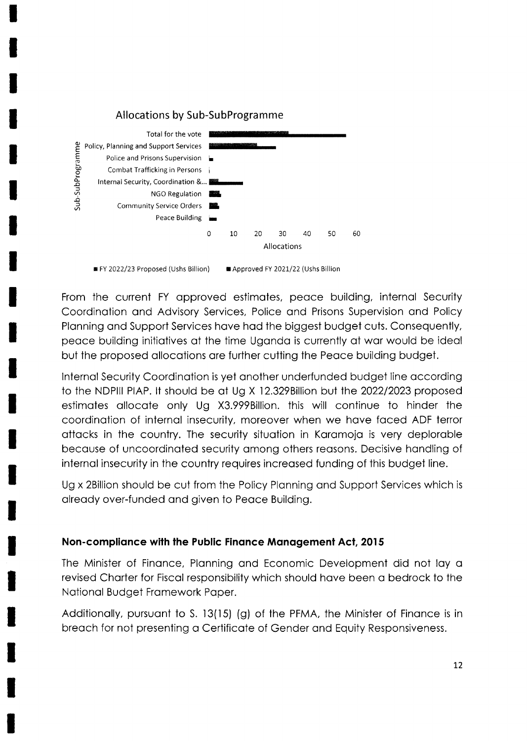Allocations by Sub-SubProgramme

Sub-SubProgramme: Total for the vote; Policy, Planning and Support Services; Police and Prisons Supervision; Combat Trafficking in Persons; Internal Security, Coordination &...; NGO Regulation; Community Service Orders; Peace Building

Allocations: 0 10 20 30 40 50 60

■ FY 2022/23 Proposed (Ushs Billion) ■ Approved FY 2021/22 (Ushs Billion)

From the current FY approved estimates, peace building, internal Security Coordination and Advisory Services, Police and Prisons Supervision and Policy Planning and Support Services have had the biggest budget cuts. Consequently, peace building initiatives at the time Uganda is currently at war would be ideal but the proposed allocations are further cutting the Peace building budget.

Internal Security Coordination is yet another underfunded budget line according to the NDPIII PIAP. It should be at Ug X 12.329Billion but the 2022/2023 proposed estimates allocate only Ug X3.999Billion. this will continue to hinder the coordination of internal insecurity, moreover when we have faced ADF terror attacks in the country. The security situation in Karamoja is very deplorable because of uncoordinated security among others reasons. Decisive handling of internal insecurity in the country requires increased funding of this budget line.

Ug x 2Billion should be cut from the Policy Planning and Support Services which is already over-funded and given to Peace Building.

**Non-compliance with the Public Finance Management Act, 2015**

The Minister of Finance, Planning and Economic Development did not lay a revised Charter for Fiscal responsibility which should have been a bedrock to the National Budget Framework Paper.

Additionally, pursuant to S. 13(15) (g) of the PFMA, the Minister of Finance is in breach for not presenting a Certificate of Gender and Equity Responsiveness.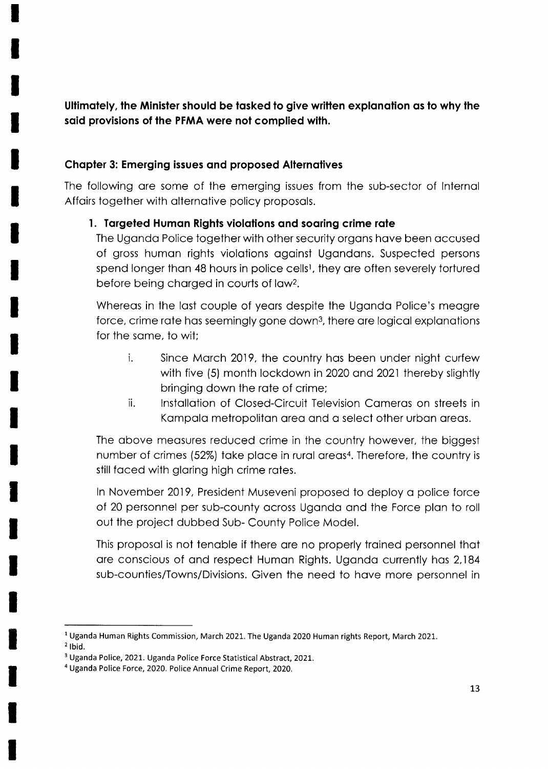**Ultimately, the Minister should be tasked to give written explanation as to why the said provisions of the PFMA were not complied with.**

### Chapter 3: Emerging issues and proposed Alternatives

The following are some of the emerging issues from the sub-sector of Internal Affairs together with alternative policy proposals.

#### 1. Targeted Human Rights violations and soaring crime rate

The Uganda Police together with other security organs have been accused of gross human rights violations against Ugandans. Suspected persons spend longer than 48 hours in police cells[1], they are often severely tortured before being charged in courts of law[2].

Whereas in the last couple of years despite the Uganda Police's meagre force, crime rate has seemingly gone down[3], there are logical explanations for the same, to wit;

i. Since March 2019, the country has been under night curfew with five (5) month lockdown in 2020 and 2021 thereby slightly bringing down the rate of crime;

ii. Installation of Closed-Circuit Television Cameras on streets in Kampala metropolitan area and a select other urban areas.

The above measures reduced crime in the country however, the biggest number of crimes (52%) take place in rural areas[4]. Therefore, the country is still faced with glaring high crime rates.

In November 2019, President Museveni proposed to deploy a police force of 20 personnel per sub-county across Uganda and the Force plan to roll out the project dubbed Sub- County Police Model.

This proposal is not tenable if there are no properly trained personnel that are conscious of and respect Human Rights. Uganda currently has 2,184 sub-counties/Towns/Divisions. Given the need to have more personnel in

---

[1] Uganda Human Rights Commission, March 2021. The Uganda 2020 Human rights Report, March 2021.

[2] Ibid.

[3] Uganda Police, 2021. Uganda Police Force Statistical Abstract, 2021.

[4] Uganda Police Force, 2020. Police Annual Crime Report, 2020.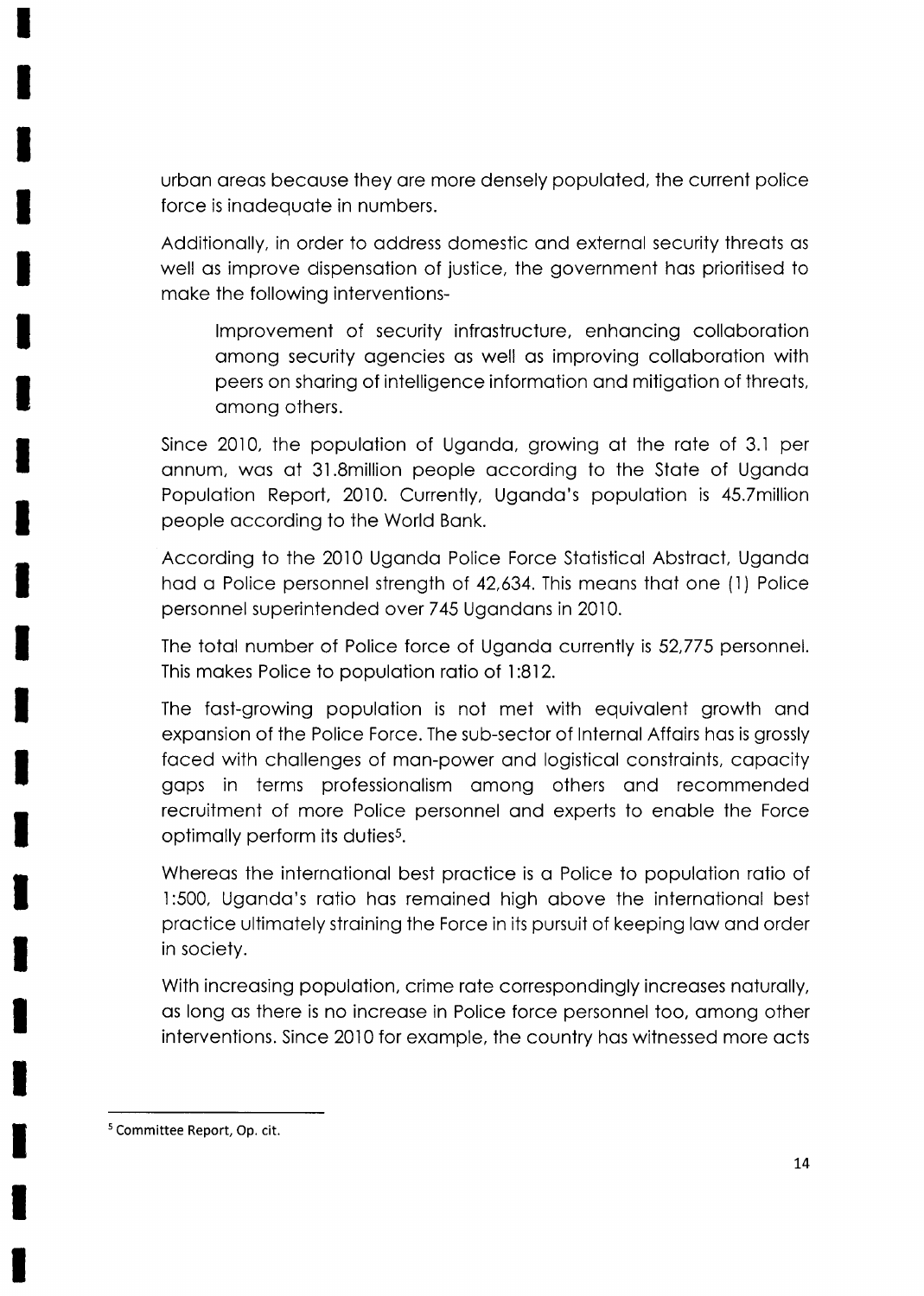urban areas because they are more densely populated, the current police force is inadequate in numbers.

Additionally, in order to address domestic and external security threats as well as improve dispensation of justice, the government has prioritised to make the following interventions-

> Improvement of security infrastructure, enhancing collaboration among security agencies as well as improving collaboration with peers on sharing of intelligence information and mitigation of threats, among others.

Since 2010, the population of Uganda, growing at the rate of 3.1 per annum, was at 31.8million people according to the State of Uganda Population Report, 2010. Currently, Uganda's population is 45.7million people according to the World Bank.

According to the 2010 Uganda Police Force Statistical Abstract, Uganda had a Police personnel strength of 42,634. This means that one (1) Police personnel superintended over 745 Ugandans in 2010.

The total number of Police force of Uganda currently is 52,775 personnel. This makes Police to population ratio of 1:812.

The fast-growing population is not met with equivalent growth and expansion of the Police Force. The sub-sector of Internal Affairs has is grossly faced with challenges of man-power and logistical constraints, capacity gaps in terms professionalism among others and recommended recruitment of more Police personnel and experts to enable the Force optimally perform its duties[5].

Whereas the international best practice is a Police to population ratio of 1:500, Uganda's ratio has remained high above the international best practice ultimately straining the Force in its pursuit of keeping law and order in society.

With increasing population, crime rate correspondingly increases naturally, as long as there is no increase in Police force personnel too, among other interventions. Since 2010 for example, the country has witnessed more acts

---

[5] Committee Report, Op. cit.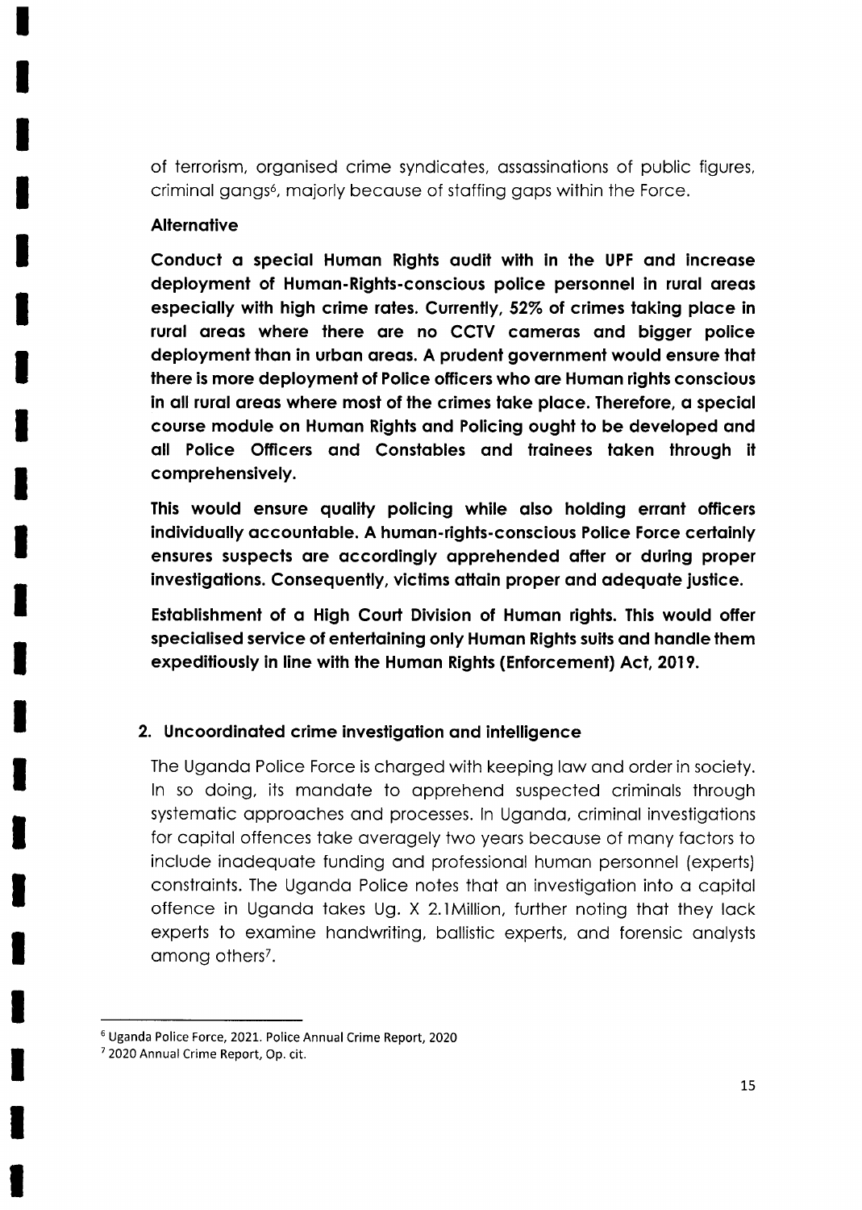of terrorism, organised crime syndicates, assassinations of public figures, criminal gangs[6], majorly because of staffing gaps within the Force.

**Alternative**

**Conduct a special Human Rights audit with in the UPF and increase deployment of Human-Rights-conscious police personnel in rural areas especially with high crime rates. Currently, 52% of crimes taking place in rural areas where there are no CCTV cameras and bigger police deployment than in urban areas. A prudent government would ensure that there is more deployment of Police officers who are Human rights conscious in all rural areas where most of the crimes take place. Therefore, a special course module on Human Rights and Policing ought to be developed and all Police Officers and Constables and trainees taken through it comprehensively.**

**This would ensure quality policing while also holding errant officers individually accountable. A human-rights-conscious Police Force certainly ensures suspects are accordingly apprehended after or during proper investigations. Consequently, victims attain proper and adequate justice.**

**Establishment of a High Court Division of Human rights. This would offer specialised service of entertaining only Human Rights suits and handle them expeditiously in line with the Human Rights (Enforcement) Act, 2019.**

## 2. Uncoordinated crime investigation and intelligence

The Uganda Police Force is charged with keeping law and order in society. In so doing, its mandate to apprehend suspected criminals through systematic approaches and processes. In Uganda, criminal investigations for capital offences take averagely two years because of many factors to include inadequate funding and professional human personnel (experts) constraints. The Uganda Police notes that an investigation into a capital offence in Uganda takes Ug. X 2.1Million, further noting that they lack experts to examine handwriting, ballistic experts, and forensic analysts among others[7].

---

[6] Uganda Police Force, 2021. Police Annual Crime Report, 2020

[7] 2020 Annual Crime Report, Op. cit.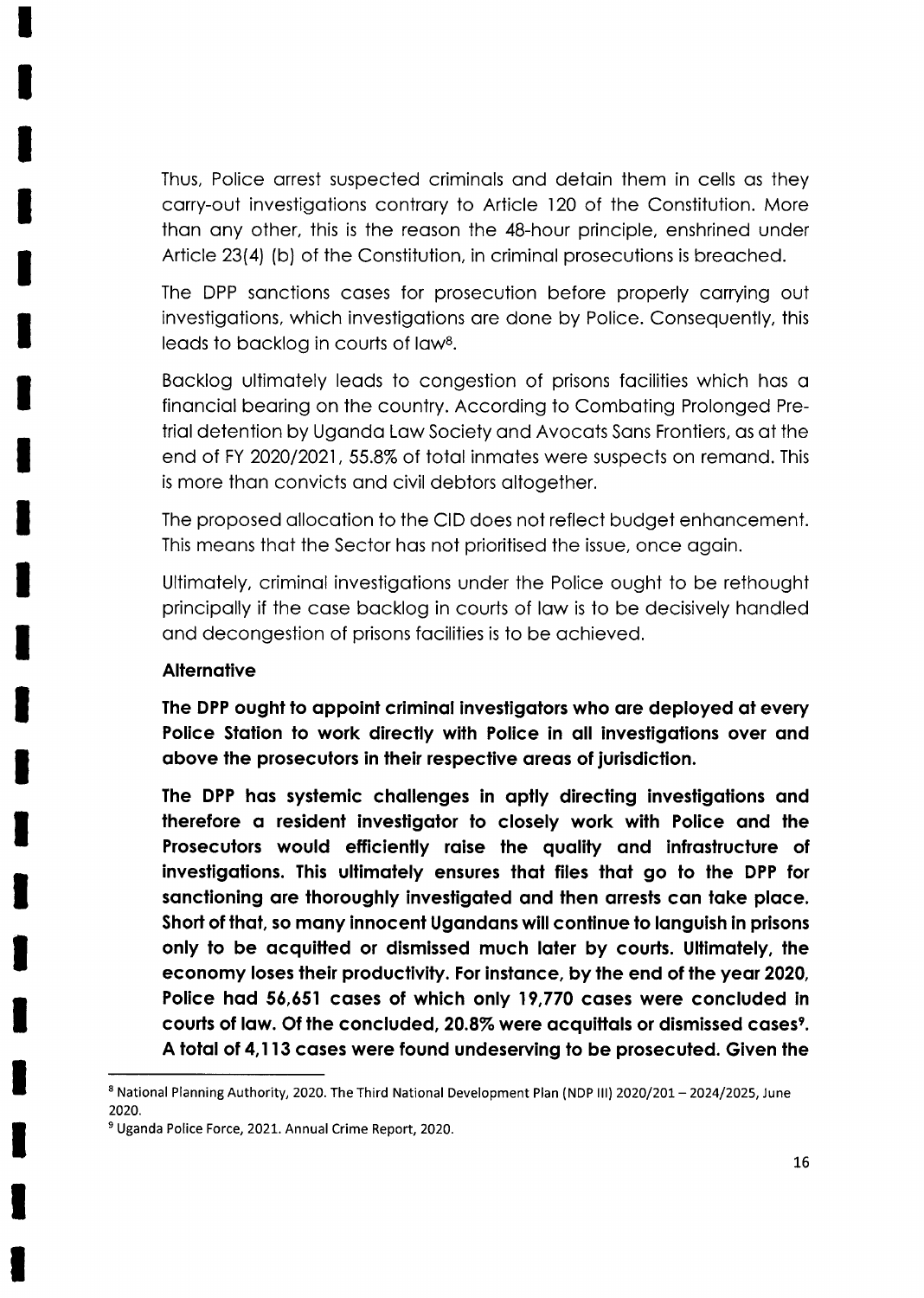Thus, Police arrest suspected criminals and detain them in cells as they carry-out investigations contrary to Article 120 of the Constitution. More than any other, this is the reason the 48-hour principle, enshrined under Article 23(4) (b) of the Constitution, in criminal prosecutions is breached.

The DPP sanctions cases for prosecution before properly carrying out investigations, which investigations are done by Police. Consequently, this leads to backlog in courts of law[8].

Backlog ultimately leads to congestion of prisons facilities which has a financial bearing on the country. According to Combating Prolonged Pre-trial detention by Uganda Law Society and Avocats Sans Frontiers, as at the end of FY 2020/2021, 55.8% of total inmates were suspects on remand. This is more than convicts and civil debtors altogether.

The proposed allocation to the CID does not reflect budget enhancement. This means that the Sector has not prioritised the issue, once again.

Ultimately, criminal investigations under the Police ought to be rethought principally if the case backlog in courts of law is to be decisively handled and decongestion of prisons facilities is to be achieved.

**Alternative**

**The DPP ought to appoint criminal investigators who are deployed at every Police Station to work directly with Police in all investigations over and above the prosecutors in their respective areas of jurisdiction.**

**The DPP has systemic challenges in aptly directing investigations and therefore a resident investigator to closely work with Police and the Prosecutors would efficiently raise the quality and infrastructure of investigations. This ultimately ensures that files that go to the DPP for sanctioning are thoroughly investigated and then arrests can take place. Short of that, so many innocent Ugandans will continue to languish in prisons only to be acquitted or dismissed much later by courts. Ultimately, the economy loses their productivity. For instance, by the end of the year 2020, Police had 56,651 cases of which only 19,770 cases were concluded in courts of law. Of the concluded, 20.8% were acquittals or dismissed cases[9]. A total of 4,113 cases were found undeserving to be prosecuted. Given the**

---

[8] National Planning Authority, 2020. The Third National Development Plan (NDP III) 2020/201 – 2024/2025, June 2020.

[9] Uganda Police Force, 2021. Annual Crime Report, 2020.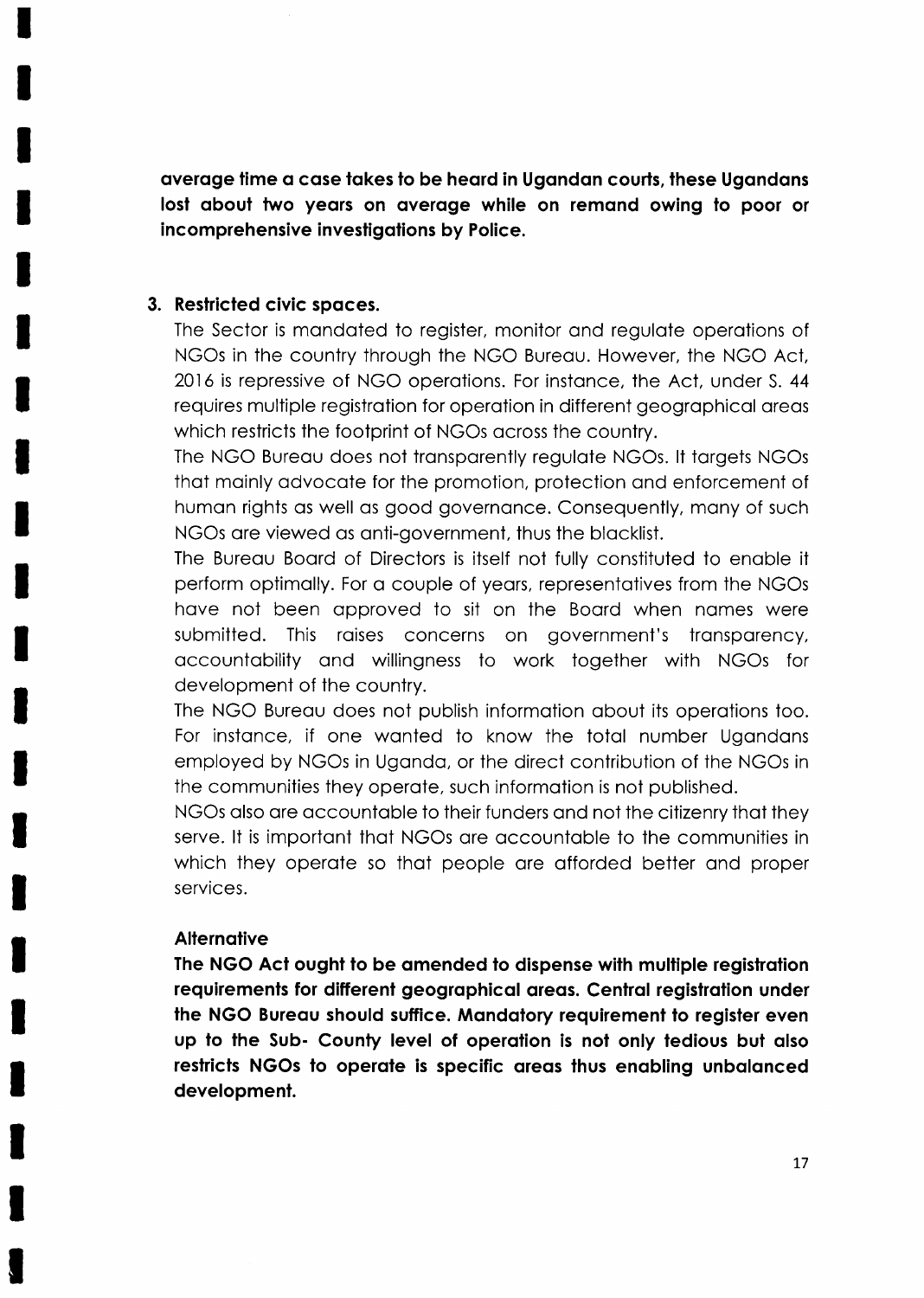**average time a case takes to be heard in Ugandan courts, these Ugandans lost about two years on average while on remand owing to poor or incomprehensive investigations by Police.**

**3. Restricted civic spaces.**

The Sector is mandated to register, monitor and regulate operations of NGOs in the country through the NGO Bureau. However, the NGO Act, 2016 is repressive of NGO operations. For instance, the Act, under S. 44 requires multiple registration for operation in different geographical areas which restricts the footprint of NGOs across the country.

The NGO Bureau does not transparently regulate NGOs. It targets NGOs that mainly advocate for the promotion, protection and enforcement of human rights as well as good governance. Consequently, many of such NGOs are viewed as anti-government, thus the blacklist.

The Bureau Board of Directors is itself not fully constituted to enable it perform optimally. For a couple of years, representatives from the NGOs have not been approved to sit on the Board when names were submitted. This raises concerns on government's transparency, accountability and willingness to work together with NGOs for development of the country.

The NGO Bureau does not publish information about its operations too. For instance, if one wanted to know the total number Ugandans employed by NGOs in Uganda, or the direct contribution of the NGOs in the communities they operate, such information is not published.

NGOs also are accountable to their funders and not the citizenry that they serve. It is important that NGOs are accountable to the communities in which they operate so that people are afforded better and proper services.

**Alternative**

**The NGO Act ought to be amended to dispense with multiple registration requirements for different geographical areas. Central registration under the NGO Bureau should suffice. Mandatory requirement to register even up to the Sub- County level of operation is not only tedious but also restricts NGOs to operate is specific areas thus enabling unbalanced development.**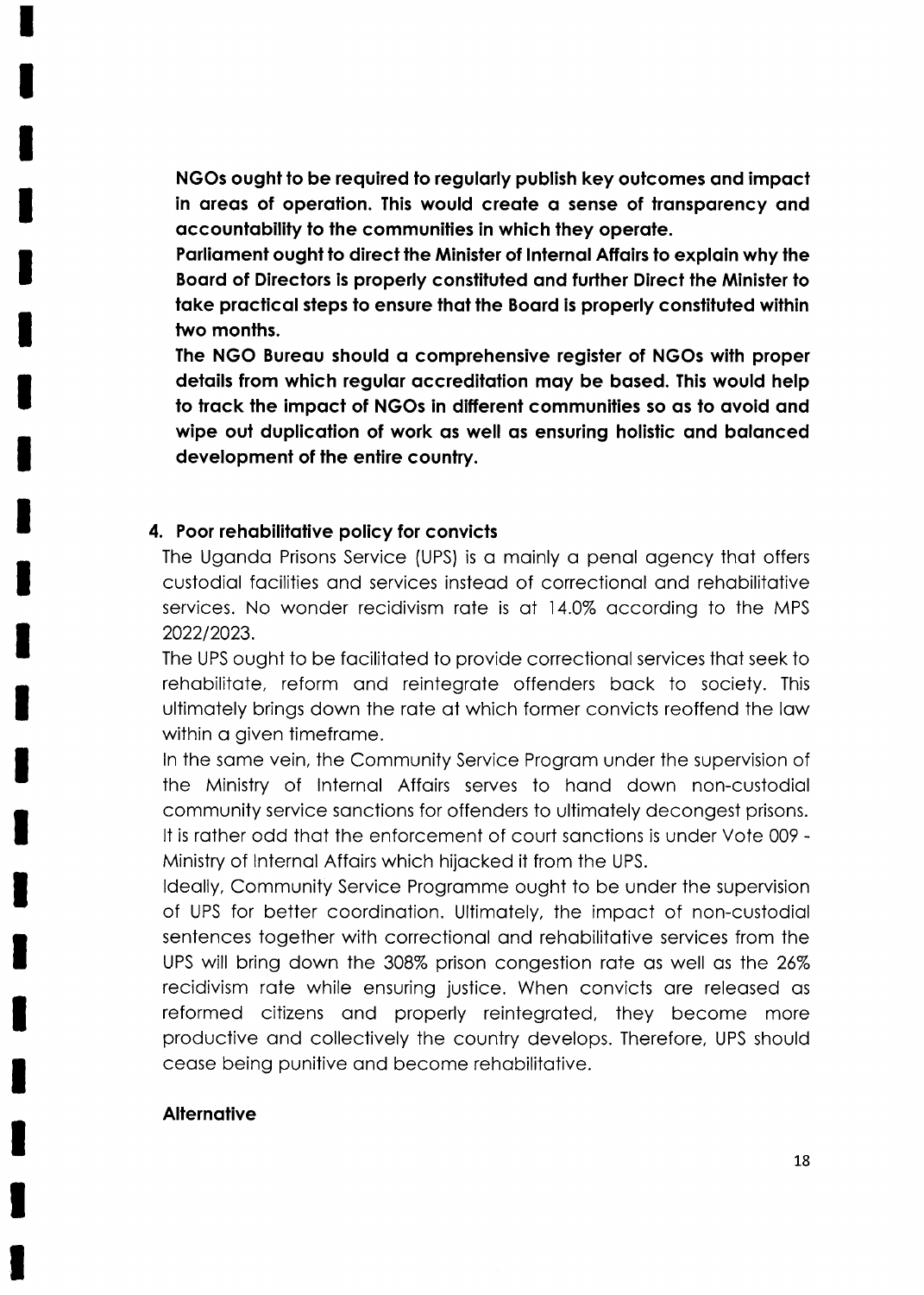**NGOs ought to be required to regularly publish key outcomes and impact in areas of operation. This would create a sense of transparency and accountability to the communities in which they operate.**

**Parliament ought to direct the Minister of Internal Affairs to explain why the Board of Directors is properly constituted and further Direct the Minister to take practical steps to ensure that the Board is properly constituted within two months.**

**The NGO Bureau should a comprehensive register of NGOs with proper details from which regular accreditation may be based. This would help to track the impact of NGOs in different communities so as to avoid and wipe out duplication of work as well as ensuring holistic and balanced development of the entire country.**

**4. Poor rehabilitative policy for convicts**

The Uganda Prisons Service (UPS) is a mainly a penal agency that offers custodial facilities and services instead of correctional and rehabilitative services. No wonder recidivism rate is at 14.0% according to the MPS 2022/2023.

The UPS ought to be facilitated to provide correctional services that seek to rehabilitate, reform and reintegrate offenders back to society. This ultimately brings down the rate at which former convicts reoffend the law within a given timeframe.

In the same vein, the Community Service Program under the supervision of the Ministry of Internal Affairs serves to hand down non-custodial community service sanctions for offenders to ultimately decongest prisons. It is rather odd that the enforcement of court sanctions is under Vote 009 - Ministry of Internal Affairs which hijacked it from the UPS.

Ideally, Community Service Programme ought to be under the supervision of UPS for better coordination. Ultimately, the impact of non-custodial sentences together with correctional and rehabilitative services from the UPS will bring down the 308% prison congestion rate as well as the 26% recidivism rate while ensuring justice. When convicts are released as reformed citizens and properly reintegrated, they become more productive and collectively the country develops. Therefore, UPS should cease being punitive and become rehabilitative.

**Alternative**